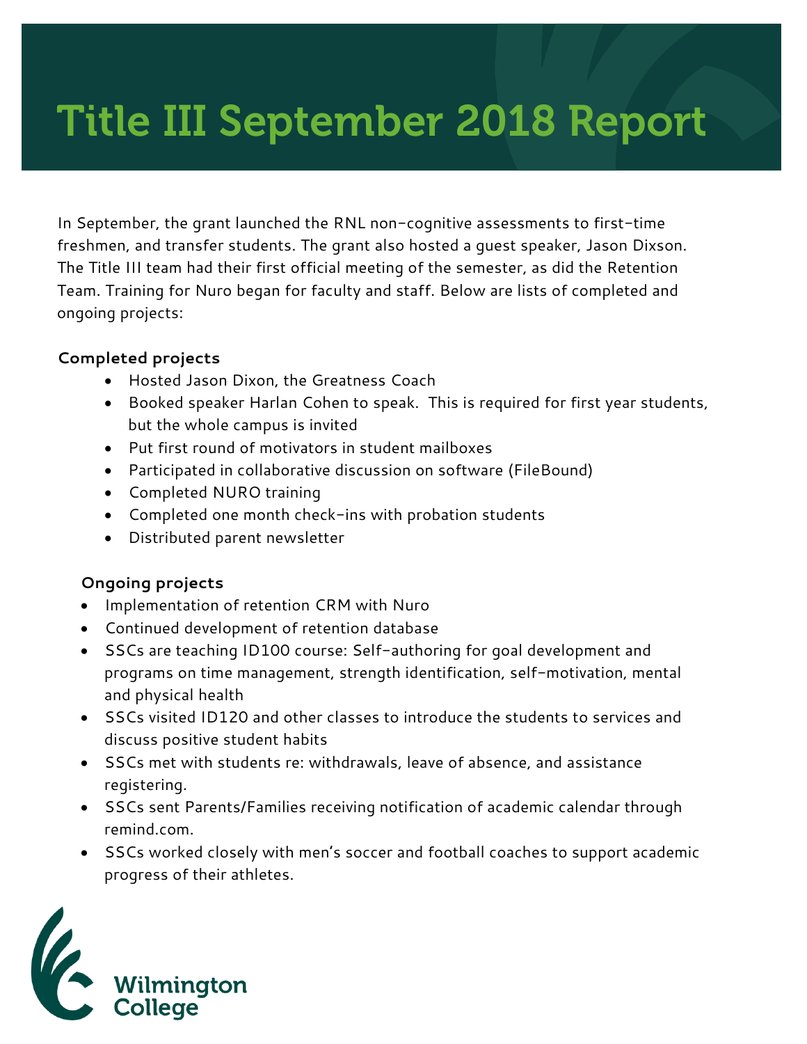# Title III September 2018 Report

In September, the grant launched the RNL non-cognitive assessments to first-time freshmen, and transfer students. The grant also hosted a guest speaker, Jason Dixson. The Title III team had their first official meeting of the semester, as did the Retention Team. Training for Nuro began for faculty and staff. Below are lists of completed and ongoing projects:

**Completed projects**

- Hosted Jason Dixon, the Greatness Coach
- Booked speaker Harlan Cohen to speak. This is required for first year students, but the whole campus is invited
- Put first round of motivators in student mailboxes
- Participated in collaborative discussion on software (FileBound)
- Completed NURO training
- Completed one month check-ins with probation students
- Distributed parent newsletter

**Ongoing projects**

- Implementation of retention CRM with Nuro
- Continued development of retention database
- SSCs are teaching ID100 course: Self-authoring for goal development and programs on time management, strength identification, self-motivation, mental and physical health
- SSCs visited ID120 and other classes to introduce the students to services and discuss positive student habits
- SSCs met with students re: withdrawals, leave of absence, and assistance registering.
- SSCs sent Parents/Families receiving notification of academic calendar through remind.com.
- SSCs worked closely with men's soccer and football coaches to support academic progress of their athletes.

Wilmington College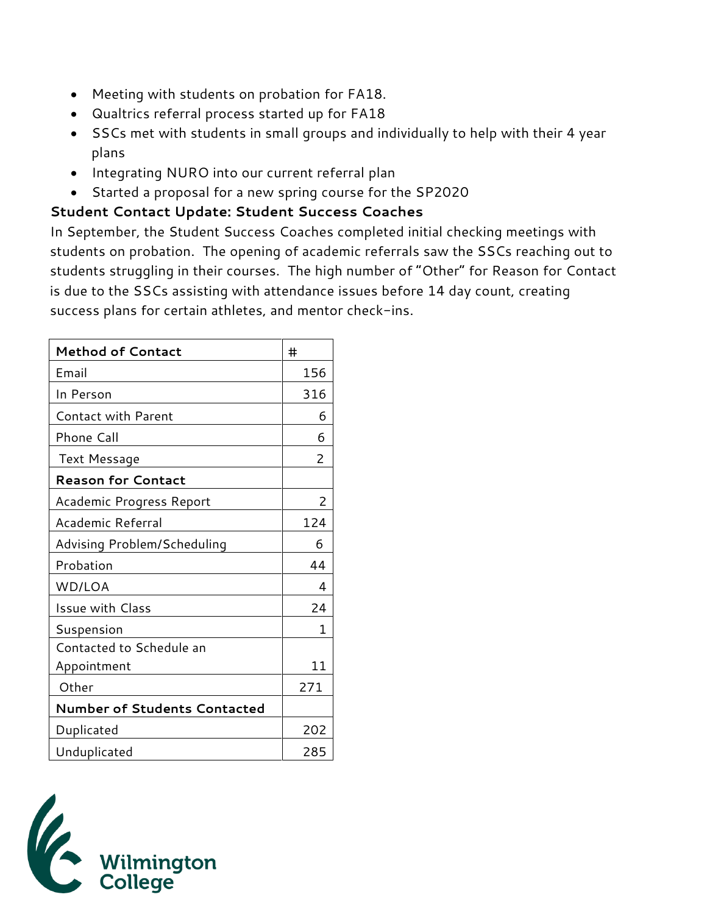- Meeting with students on probation for FA18.
- Qualtrics referral process started up for FA18
- SSCs met with students in small groups and individually to help with their 4 year plans
- Integrating NURO into our current referral plan
- Started a proposal for a new spring course for the SP2020

**Student Contact Update: Student Success Coaches**

In September, the Student Success Coaches completed initial checking meetings with students on probation. The opening of academic referrals saw the SSCs reaching out to students struggling in their courses. The high number of "Other" for Reason for Contact is due to the SSCs assisting with attendance issues before 14 day count, creating success plans for certain athletes, and mentor check-ins.

| **Method of Contact** | # |
|---|---|
| Email | 156 |
| In Person | 316 |
| Contact with Parent | 6 |
| Phone Call | 6 |
| Text Message | 2 |
| **Reason for Contact** | |
| Academic Progress Report | 2 |
| Academic Referral | 124 |
| Advising Problem/Scheduling | 6 |
| Probation | 44 |
| WD/LOA | 4 |
| Issue with Class | 24 |
| Suspension | 1 |
| Contacted to Schedule an Appointment | 11 |
| Other | 271 |
| **Number of Students Contacted** | |
| Duplicated | 202 |
| Unduplicated | 285 |

Wilmington College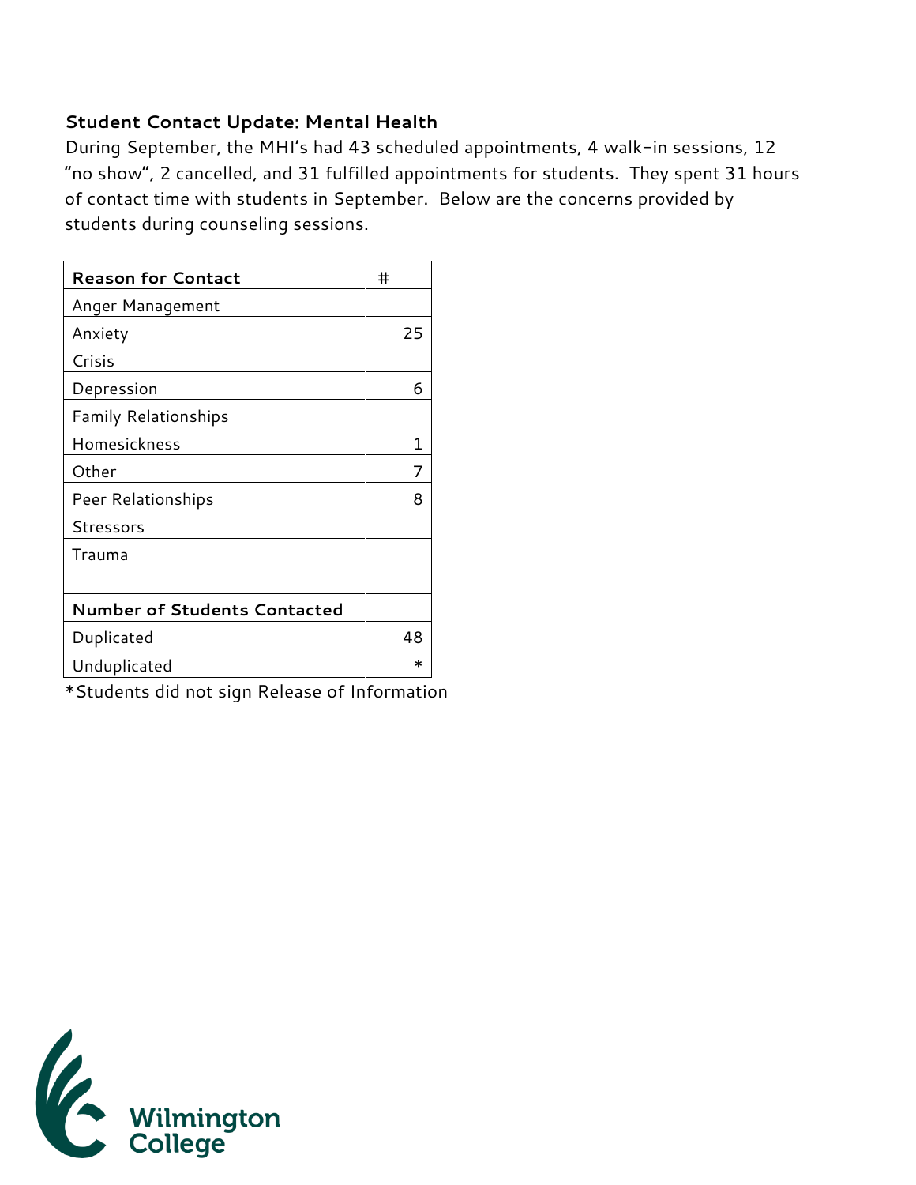**Student Contact Update: Mental Health**

During September, the MHI's had 43 scheduled appointments, 4 walk-in sessions, 12 "no show", 2 cancelled, and 31 fulfilled appointments for students. They spent 31 hours of contact time with students in September. Below are the concerns provided by students during counseling sessions.

| Reason for Contact | # |
|---|---|
| Anger Management | |
| Anxiety | 25 |
| Crisis | |
| Depression | 6 |
| Family Relationships | |
| Homesickness | 1 |
| Other | 7 |
| Peer Relationships | 8 |
| Stressors | |
| Trauma | |
| | |
| **Number of Students Contacted** | |
| Duplicated | 48 |
| Unduplicated | * |

*Students did not sign Release of Information

Wilmington College